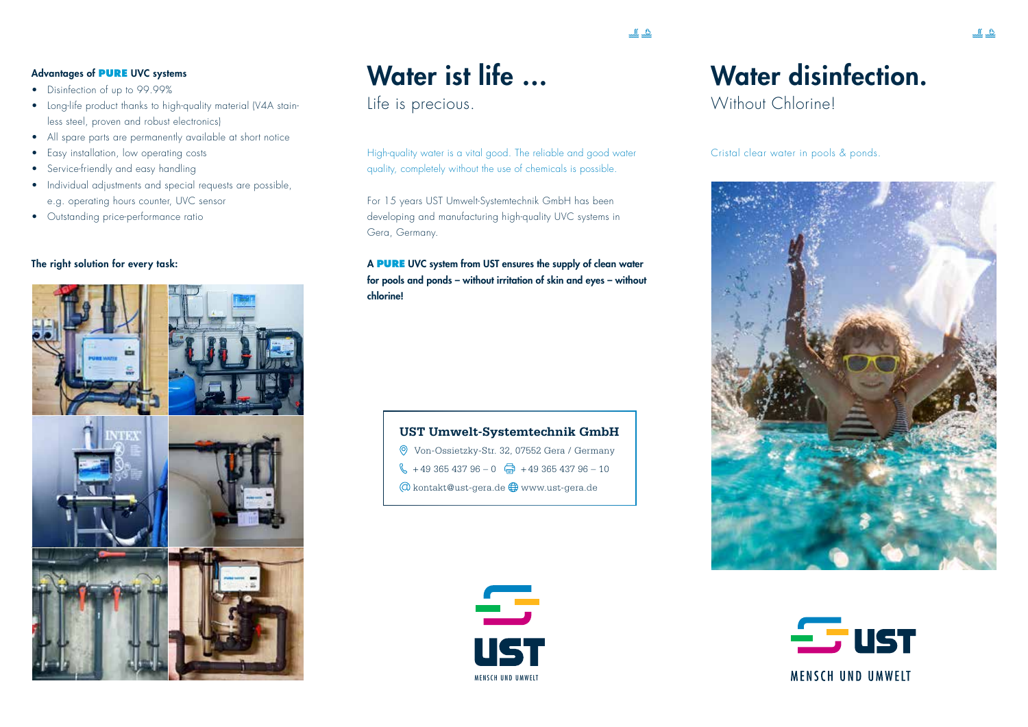### Advantages of **PURE** UVC systems

- Disinfection of up to 99.99%
- Long-life product thanks to high-quality material (V4A stainless steel, proven and robust electronics)
- All spare parts are permanently available at short notice
- Easy installation, low operating costs
- Service-friendly and easy handling
- Individual adjustments and special requests are possible, e.g. operating hours counter, UVC sensor
- Outstanding price-performance ratio

### The right solution for every task:

# Water ist life ...

## Life is precious.

High-quality water is a vital good. The reliable and good water quality, completely without the use of chemicals is possible.

For 15 years UST Umwelt-Systemtechnik GmbH has been developing and manufacturing high-quality UVC systems in Gera, Germany.

**A PURE UVC system from UST ensures the supply of clean water for pools and ponds – without irritation of skin and eyes – without chlorine!**

**UST Umwelt-Systemtechnik GmbH**

Von-Ossietzky-Str. 32, 07552 Gera / Germany

+49 365 437 96 – 0 +49 365 437 96 – 10

kontakt@ust-gera.de www.ust-gera.de

UST

MENSCH UND UMWELT

# Water disinfection.

## Without Chlorine!

Cristal clear water in pools & ponds.

UST

MENSCH UND UMWELT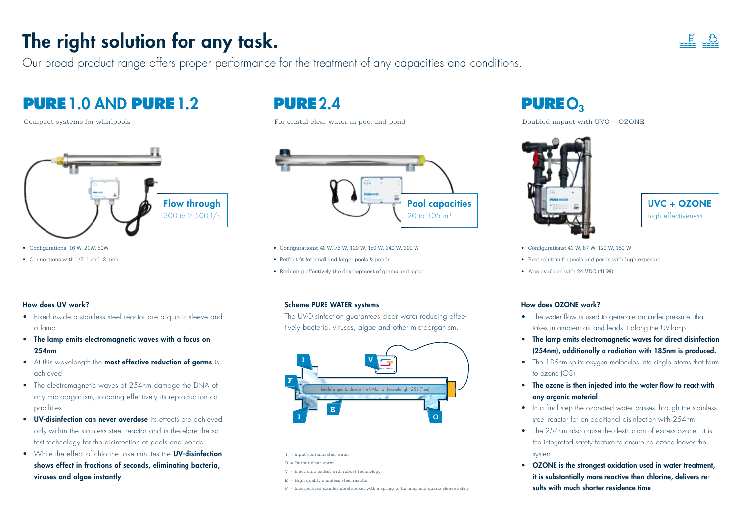# The right solution for any task.

Our broad product range offers proper performance for the treatment of any capacities and conditions.

## PURE 1.0 AND PURE 1.2

Compact systems for whirlpools

**Flow through**
300 to 2.500 l/h

- Configurations: 16 W, 21W, 50W
- Connections with 1/2, 1 and 2 inch

## PURE 2.4

For cristal clear water in pool and pond

**Pool capacities**
20 to 105 m³

- Configurations: 40 W, 75 W, 120 W, 150 W, 240 W, 300 W
- Perfect fit for small and larger pools & ponds
- Reducing effectively the development of germs and algae

## PURE $O_3$

Doubled impact with UVC + OZONE

**UVC + OZONE**
high effectiveness

- Configurations: 41 W, 87 W, 120 W, 150 W
- Best solution for pools and ponds with high exposure
- Also availabel with 24 VDC (41 W)

### How does UV work?

- Fixed inside a stainless steel reactor are a quartz sleeve and a lamp
- **The lamp emits electromagnetic waves with a focus on 254nm**
- At this wavelength the **most effective reduction of germs** is achieved
- The electromagnetic waves at 254nm damage the DNA of any microorganism, stopping effectively its reproduction capabilities
- **UV-disinfection can never overdose** its effects are achieved only within the stainless steel reactor and is therefore the safest technology for the disinfection of pools and ponds.
- While the effect of chlorine take minutes the **UV-disinfection shows effect in fractions of seconds, eliminating bacteria, viruses and algae instantly**.

### Scheme PURE WATER systems

The UV-Disinfection guarantees clear water reducing effectively bacteria, viruses, algae and other microorganism.

I
V
F
Inside a quartz sleeve the UV-lamp (wavelenght 253,7nm)
E
I
O

I = Input contaminated water
O = Output clear water
V = Electronic ballast with robust technology
E = High quality stainless steel reactor
F = Incorporated stainless steel socket with a spring to fix lamp and quartz sleeve safely

### How does OZONE work?

- The water flow is used to generate an under-pressure, that takes in ambient air and leads it along the UV-lamp
- **The lamp emits electromagnetic waves for direct disinfection (254nm), additionally a radiation with 185nm is produced.**
- The 185nm splits oxygen molecules into single atoms that form to ozone ($O3$)
- **The ozone is then injected into the water flow to react with any organic material**
- In a final step the ozonated water passes through the stainless steel reactor for an additional disinfection with 254nm
- The 254nm also cause the destruction of excess ozone - it is the integrated safety feature to ensure no ozone leaves the system
- **OZONE is the strongest oxidation used in water treatment, it is substantially more reactive then chlorine, delivers results with much shorter residence time**